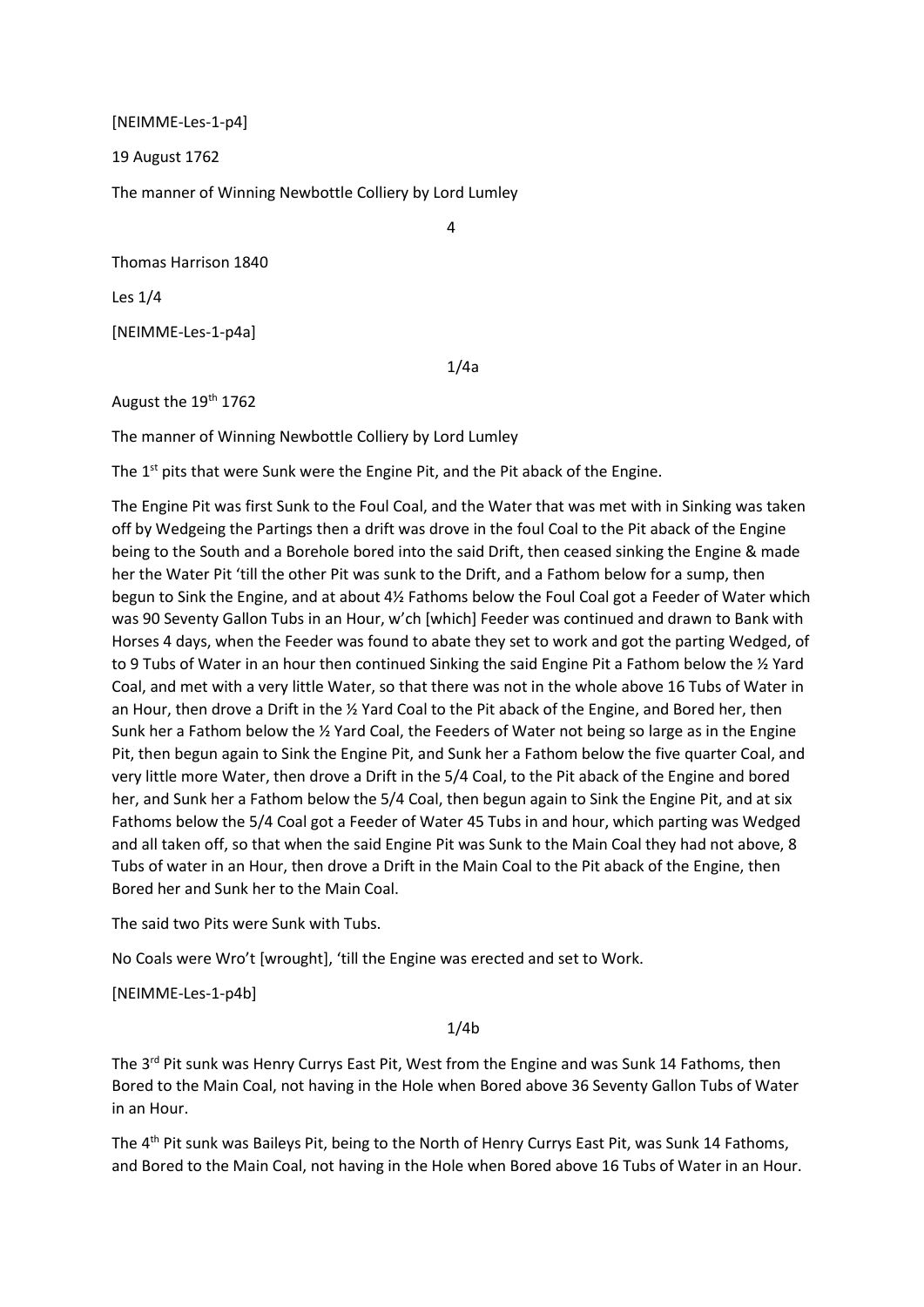[NEIMME-Les-1-p4]

19 August 1762

The manner of Winning Newbottle Colliery by Lord Lumley

4

Thomas Harrison 1840

Les 1/4

[NEIMME-Les-1-p4a]

1/4a

August the 19th 1762

The manner of Winning Newbottle Colliery by Lord Lumley

The 1st pits that were Sunk were the Engine Pit, and the Pit aback of the Engine.

The Engine Pit was first Sunk to the Foul Coal, and the Water that was met with in Sinking was taken off by Wedgeing the Partings then a drift was drove in the foul Coal to the Pit aback of the Engine being to the South and a Borehole bored into the said Drift, then ceased sinking the Engine & made her the Water Pit 'till the other Pit was sunk to the Drift, and a Fathom below for a sump, then begun to Sink the Engine, and at about 4½ Fathoms below the Foul Coal got a Feeder of Water which was 90 Seventy Gallon Tubs in an Hour, w'ch [which] Feeder was continued and drawn to Bank with Horses 4 days, when the Feeder was found to abate they set to work and got the parting Wedged, of to 9 Tubs of Water in an hour then continued Sinking the said Engine Pit a Fathom below the ½ Yard Coal, and met with a very little Water, so that there was not in the whole above 16 Tubs of Water in an Hour, then drove a Drift in the ½ Yard Coal to the Pit aback of the Engine, and Bored her, then Sunk her a Fathom below the ½ Yard Coal, the Feeders of Water not being so large as in the Engine Pit, then begun again to Sink the Engine Pit, and Sunk her a Fathom below the five quarter Coal, and very little more Water, then drove a Drift in the 5/4 Coal, to the Pit aback of the Engine and bored her, and Sunk her a Fathom below the 5/4 Coal, then begun again to Sink the Engine Pit, and at six Fathoms below the 5/4 Coal got a Feeder of Water 45 Tubs in and hour, which parting was Wedged and all taken off, so that when the said Engine Pit was Sunk to the Main Coal they had not above, 8 Tubs of water in an Hour, then drove a Drift in the Main Coal to the Pit aback of the Engine, then Bored her and Sunk her to the Main Coal.

The said two Pits were Sunk with Tubs.

No Coals were Wro't [wrought], 'till the Engine was erected and set to Work.

[NEIMME-Les-1-p4b]

1/4b

The 3rd Pit sunk was Henry Currys East Pit, West from the Engine and was Sunk 14 Fathoms, then Bored to the Main Coal, not having in the Hole when Bored above 36 Seventy Gallon Tubs of Water in an Hour.

The 4th Pit sunk was Baileys Pit, being to the North of Henry Currys East Pit, was Sunk 14 Fathoms, and Bored to the Main Coal, not having in the Hole when Bored above 16 Tubs of Water in an Hour.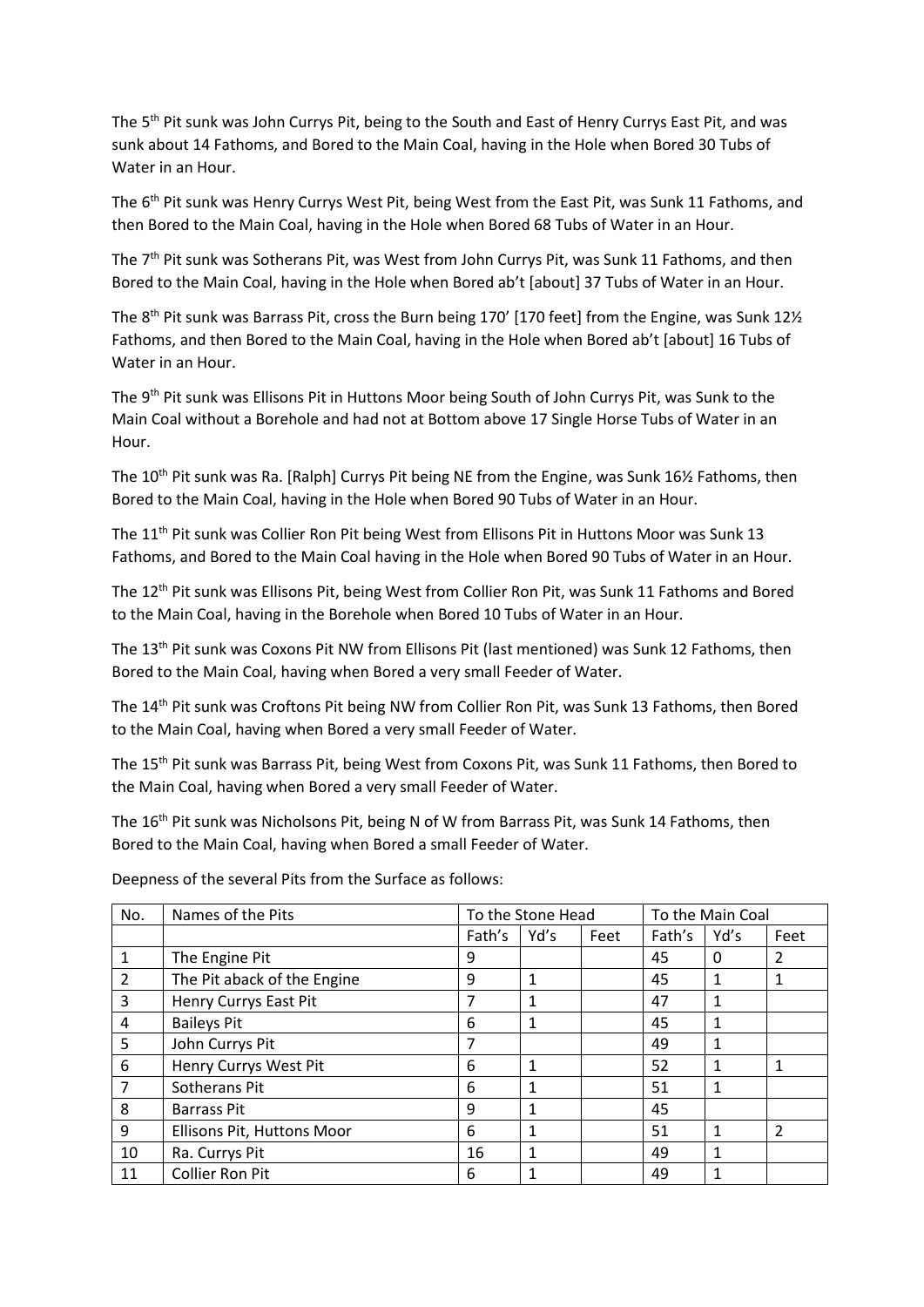The 5th Pit sunk was John Currys Pit, being to the South and East of Henry Currys East Pit, and was sunk about 14 Fathoms, and Bored to the Main Coal, having in the Hole when Bored 30 Tubs of Water in an Hour.

The 6th Pit sunk was Henry Currys West Pit, being West from the East Pit, was Sunk 11 Fathoms, and then Bored to the Main Coal, having in the Hole when Bored 68 Tubs of Water in an Hour.

The 7th Pit sunk was Sotherans Pit, was West from John Currys Pit, was Sunk 11 Fathoms, and then Bored to the Main Coal, having in the Hole when Bored ab't [about] 37 Tubs of Water in an Hour.

The 8th Pit sunk was Barrass Pit, cross the Burn being 170' [170 feet] from the Engine, was Sunk 12½ Fathoms, and then Bored to the Main Coal, having in the Hole when Bored ab't [about] 16 Tubs of Water in an Hour.

The 9th Pit sunk was Ellisons Pit in Huttons Moor being South of John Currys Pit, was Sunk to the Main Coal without a Borehole and had not at Bottom above 17 Single Horse Tubs of Water in an Hour.

The 10th Pit sunk was Ra. [Ralph] Currys Pit being NE from the Engine, was Sunk 16½ Fathoms, then Bored to the Main Coal, having in the Hole when Bored 90 Tubs of Water in an Hour.

The 11th Pit sunk was Collier Ron Pit being West from Ellisons Pit in Huttons Moor was Sunk 13 Fathoms, and Bored to the Main Coal having in the Hole when Bored 90 Tubs of Water in an Hour.

The 12th Pit sunk was Ellisons Pit, being West from Collier Ron Pit, was Sunk 11 Fathoms and Bored to the Main Coal, having in the Borehole when Bored 10 Tubs of Water in an Hour.

The 13th Pit sunk was Coxons Pit NW from Ellisons Pit (last mentioned) was Sunk 12 Fathoms, then Bored to the Main Coal, having when Bored a very small Feeder of Water.

The 14th Pit sunk was Croftons Pit being NW from Collier Ron Pit, was Sunk 13 Fathoms, then Bored to the Main Coal, having when Bored a very small Feeder of Water.

The 15th Pit sunk was Barrass Pit, being West from Coxons Pit, was Sunk 11 Fathoms, then Bored to the Main Coal, having when Bored a very small Feeder of Water.

The 16th Pit sunk was Nicholsons Pit, being N of W from Barrass Pit, was Sunk 14 Fathoms, then Bored to the Main Coal, having when Bored a small Feeder of Water.

Deepness of the several Pits from the Surface as follows:

| No. | Names of the Pits | To the Stone Head | | | To the Main Coal | | |
|---|---|---|---|---|---|---|---|
| | | Fath's | Yd's | Feet | Fath's | Yd's | Feet |
| 1 | The Engine Pit | 9 | | | 45 | 0 | 2 |
| 2 | The Pit aback of the Engine | 9 | 1 | | 45 | 1 | 1 |
| 3 | Henry Currys East Pit | 7 | 1 | | 47 | 1 | |
| 4 | Baileys Pit | 6 | 1 | | 45 | 1 | |
| 5 | John Currys Pit | 7 | | | 49 | 1 | |
| 6 | Henry Currys West Pit | 6 | 1 | | 52 | 1 | 1 |
| 7 | Sotherans Pit | 6 | 1 | | 51 | 1 | |
| 8 | Barrass Pit | 9 | 1 | | 45 | | |
| 9 | Ellisons Pit, Huttons Moor | 6 | 1 | | 51 | 1 | 2 |
| 10 | Ra. Currys Pit | 16 | 1 | | 49 | 1 | |
| 11 | Collier Ron Pit | 6 | 1 | | 49 | 1 | |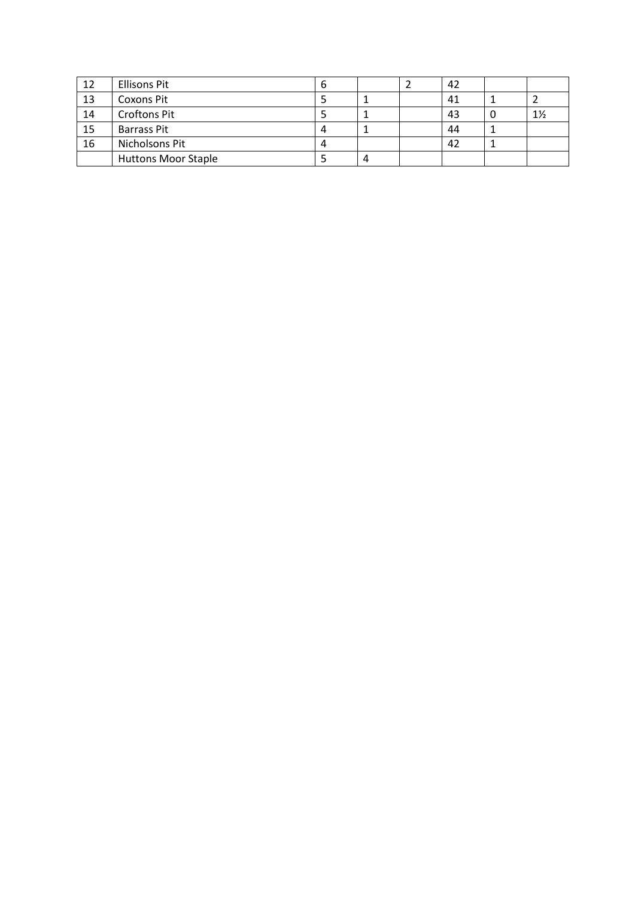| | | | | | | | |
|---|---|---|---|---|---|---|---|
| 12 | Ellisons Pit | 6 | | 2 | 42 | | |
| 13 | Coxons Pit | 5 | 1 | | 41 | 1 | 2 |
| 14 | Croftons Pit | 5 | 1 | | 43 | 0 | 1½ |
| 15 | Barrass Pit | 4 | 1 | | 44 | 1 | |
| 16 | Nicholsons Pit | 4 | | | 42 | 1 | |
| | Huttons Moor Staple | 5 | 4 | | | | |